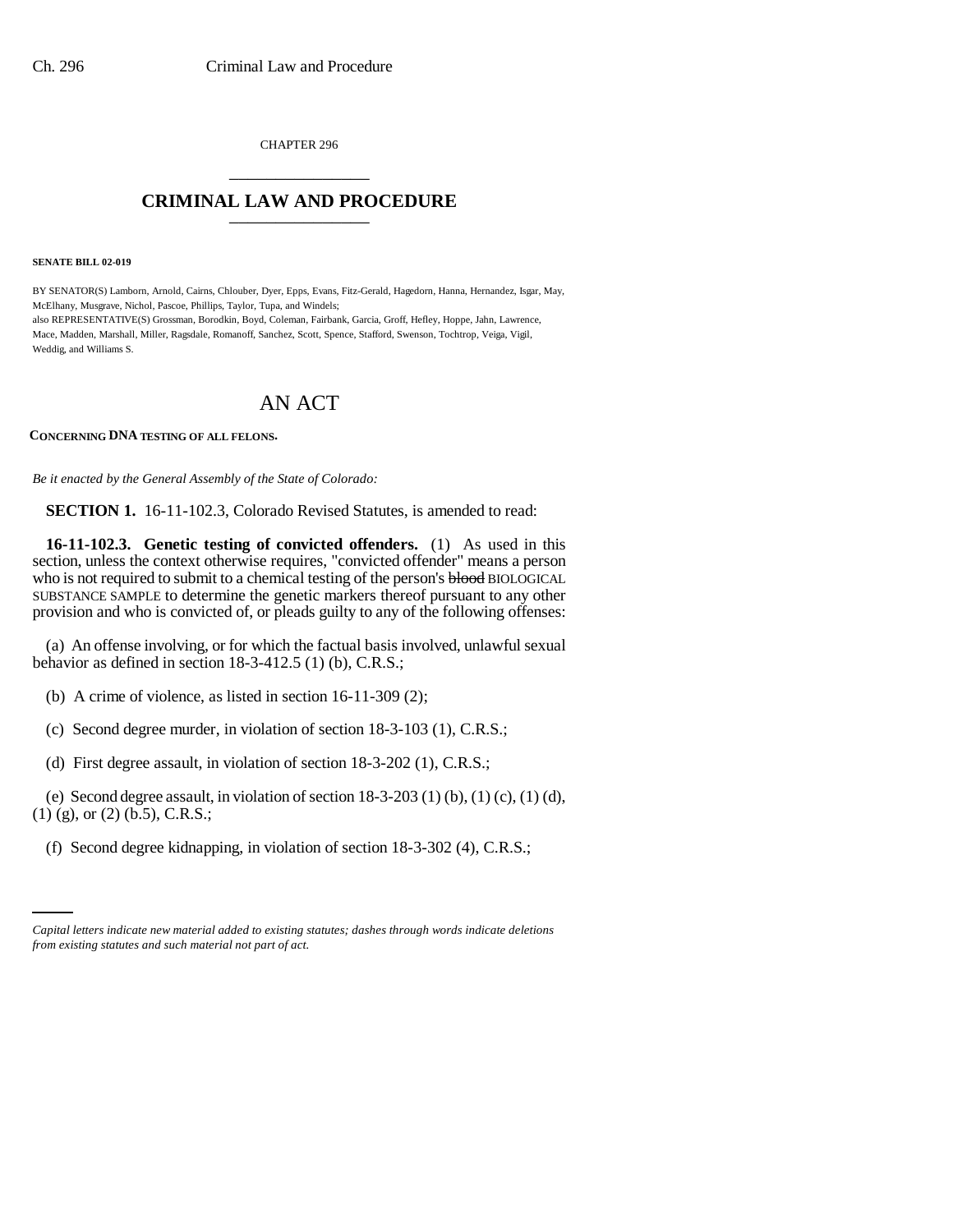CHAPTER 296

# CRIMINAL LAW AND PROCEDURE

**SENATE BILL 02-019**

BY SENATOR(S) Lamborn, Arnold, Cairns, Chlouber, Dyer, Epps, Evans, Fitz-Gerald, Hagedorn, Hanna, Hernandez, Isgar, May, McElhany, Musgrave, Nichol, Pascoe, Phillips, Taylor, Tupa, and Windels;
also REPRESENTATIVE(S) Grossman, Borodkin, Boyd, Coleman, Fairbank, Garcia, Groff, Hefley, Hoppe, Jahn, Lawrence, Mace, Madden, Marshall, Miller, Ragsdale, Romanoff, Sanchez, Scott, Spence, Stafford, Swenson, Tochtrop, Veiga, Vigil, Weddig, and Williams S.

## AN ACT

**CONCERNING DNA TESTING OF ALL FELONS.**

*Be it enacted by the General Assembly of the State of Colorado:*

**SECTION 1.** 16-11-102.3, Colorado Revised Statutes, is amended to read:

**16-11-102.3. Genetic testing of convicted offenders.** (1) As used in this section, unless the context otherwise requires, "convicted offender" means a person who is not required to submit to a chemical testing of the person's ~~blood~~ BIOLOGICAL SUBSTANCE SAMPLE to determine the genetic markers thereof pursuant to any other provision and who is convicted of, or pleads guilty to any of the following offenses:

(a) An offense involving, or for which the factual basis involved, unlawful sexual behavior as defined in section 18-3-412.5 (1) (b), C.R.S.;

(b) A crime of violence, as listed in section 16-11-309 (2);

(c) Second degree murder, in violation of section 18-3-103 (1), C.R.S.;

(d) First degree assault, in violation of section 18-3-202 (1), C.R.S.;

(e) Second degree assault, in violation of section 18-3-203 (1) (b), (1) (c), (1) (d), (1) (g), or (2) (b.5), C.R.S.;

(f) Second degree kidnapping, in violation of section 18-3-302 (4), C.R.S.;

*Capital letters indicate new material added to existing statutes; dashes through words indicate deletions from existing statutes and such material not part of act.*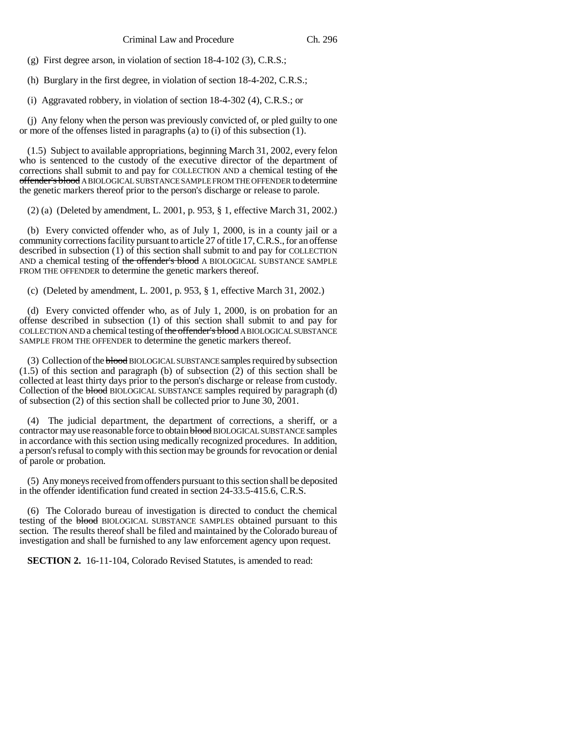(g) First degree arson, in violation of section 18-4-102 (3), C.R.S.;

(h) Burglary in the first degree, in violation of section 18-4-202, C.R.S.;

(i) Aggravated robbery, in violation of section 18-4-302 (4), C.R.S.; or

(j) Any felony when the person was previously convicted of, or pled guilty to one or more of the offenses listed in paragraphs (a) to (i) of this subsection (1).

(1.5) Subject to available appropriations, beginning March 31, 2002, every felon who is sentenced to the custody of the executive director of the department of corrections shall submit to and pay for COLLECTION AND a chemical testing of ~~the offender's blood~~ A BIOLOGICAL SUBSTANCE SAMPLE FROM THE OFFENDER to determine the genetic markers thereof prior to the person's discharge or release to parole.

(2) (a) (Deleted by amendment, L. 2001, p. 953, § 1, effective March 31, 2002.)

(b) Every convicted offender who, as of July 1, 2000, is in a county jail or a community corrections facility pursuant to article 27 of title 17, C.R.S., for an offense described in subsection (1) of this section shall submit to and pay for COLLECTION AND a chemical testing of ~~the offender's blood~~ A BIOLOGICAL SUBSTANCE SAMPLE FROM THE OFFENDER to determine the genetic markers thereof.

(c) (Deleted by amendment, L. 2001, p. 953, § 1, effective March 31, 2002.)

(d) Every convicted offender who, as of July 1, 2000, is on probation for an offense described in subsection (1) of this section shall submit to and pay for COLLECTION AND a chemical testing of ~~the offender's blood~~ A BIOLOGICAL SUBSTANCE SAMPLE FROM THE OFFENDER to determine the genetic markers thereof.

(3) Collection of the ~~blood~~ BIOLOGICAL SUBSTANCE samples required by subsection (1.5) of this section and paragraph (b) of subsection (2) of this section shall be collected at least thirty days prior to the person's discharge or release from custody. Collection of the ~~blood~~ BIOLOGICAL SUBSTANCE samples required by paragraph (d) of subsection (2) of this section shall be collected prior to June 30, 2001.

(4) The judicial department, the department of corrections, a sheriff, or a contractor may use reasonable force to obtain ~~blood~~ BIOLOGICAL SUBSTANCE samples in accordance with this section using medically recognized procedures. In addition, a person's refusal to comply with this section may be grounds for revocation or denial of parole or probation.

(5) Any moneys received from offenders pursuant to this section shall be deposited in the offender identification fund created in section 24-33.5-415.6, C.R.S.

(6) The Colorado bureau of investigation is directed to conduct the chemical testing of the ~~blood~~ BIOLOGICAL SUBSTANCE SAMPLES obtained pursuant to this section. The results thereof shall be filed and maintained by the Colorado bureau of investigation and shall be furnished to any law enforcement agency upon request.

**SECTION 2.** 16-11-104, Colorado Revised Statutes, is amended to read: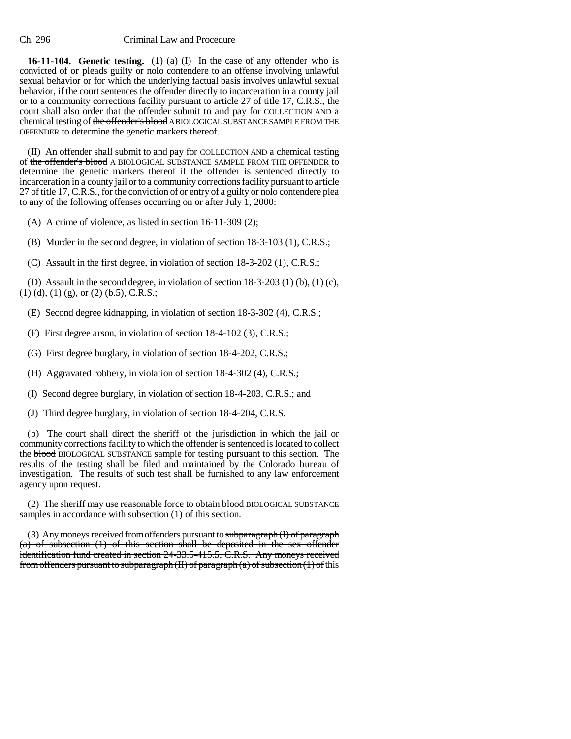**16-11-104. Genetic testing.** (1) (a) (I) In the case of any offender who is convicted of or pleads guilty or nolo contendere to an offense involving unlawful sexual behavior or for which the underlying factual basis involves unlawful sexual behavior, if the court sentences the offender directly to incarceration in a county jail or to a community corrections facility pursuant to article 27 of title 17, C.R.S., the court shall also order that the offender submit to and pay for COLLECTION AND a chemical testing of ~~the offender's blood~~ A BIOLOGICAL SUBSTANCE SAMPLE FROM THE OFFENDER to determine the genetic markers thereof.

(II) An offender shall submit to and pay for COLLECTION AND a chemical testing of ~~the offender's blood~~ A BIOLOGICAL SUBSTANCE SAMPLE FROM THE OFFENDER to determine the genetic markers thereof if the offender is sentenced directly to incarceration in a county jail or to a community corrections facility pursuant to article 27 of title 17, C.R.S., for the conviction of or entry of a guilty or nolo contendere plea to any of the following offenses occurring on or after July 1, 2000:

(A) A crime of violence, as listed in section 16-11-309 (2);

(B) Murder in the second degree, in violation of section 18-3-103 (1), C.R.S.;

(C) Assault in the first degree, in violation of section 18-3-202 (1), C.R.S.;

(D) Assault in the second degree, in violation of section 18-3-203 (1) (b), (1) (c), (1) (d), (1) (g), or (2) (b.5), C.R.S.;

(E) Second degree kidnapping, in violation of section 18-3-302 (4), C.R.S.;

(F) First degree arson, in violation of section 18-4-102 (3), C.R.S.;

(G) First degree burglary, in violation of section 18-4-202, C.R.S.;

(H) Aggravated robbery, in violation of section 18-4-302 (4), C.R.S.;

(I) Second degree burglary, in violation of section 18-4-203, C.R.S.; and

(J) Third degree burglary, in violation of section 18-4-204, C.R.S.

(b) The court shall direct the sheriff of the jurisdiction in which the jail or community corrections facility to which the offender is sentenced is located to collect the ~~blood~~ BIOLOGICAL SUBSTANCE sample for testing pursuant to this section. The results of the testing shall be filed and maintained by the Colorado bureau of investigation. The results of such test shall be furnished to any law enforcement agency upon request.

(2) The sheriff may use reasonable force to obtain ~~blood~~ BIOLOGICAL SUBSTANCE samples in accordance with subsection (1) of this section.

(3) Any moneys received from offenders pursuant to ~~subparagraph (I) of paragraph (a) of subsection (1) of this section shall be deposited in the sex offender identification fund created in section 24-33.5-415.5, C.R.S. Any moneys received from offenders pursuant to subparagraph (II) of paragraph (a) of subsection (1) of~~ this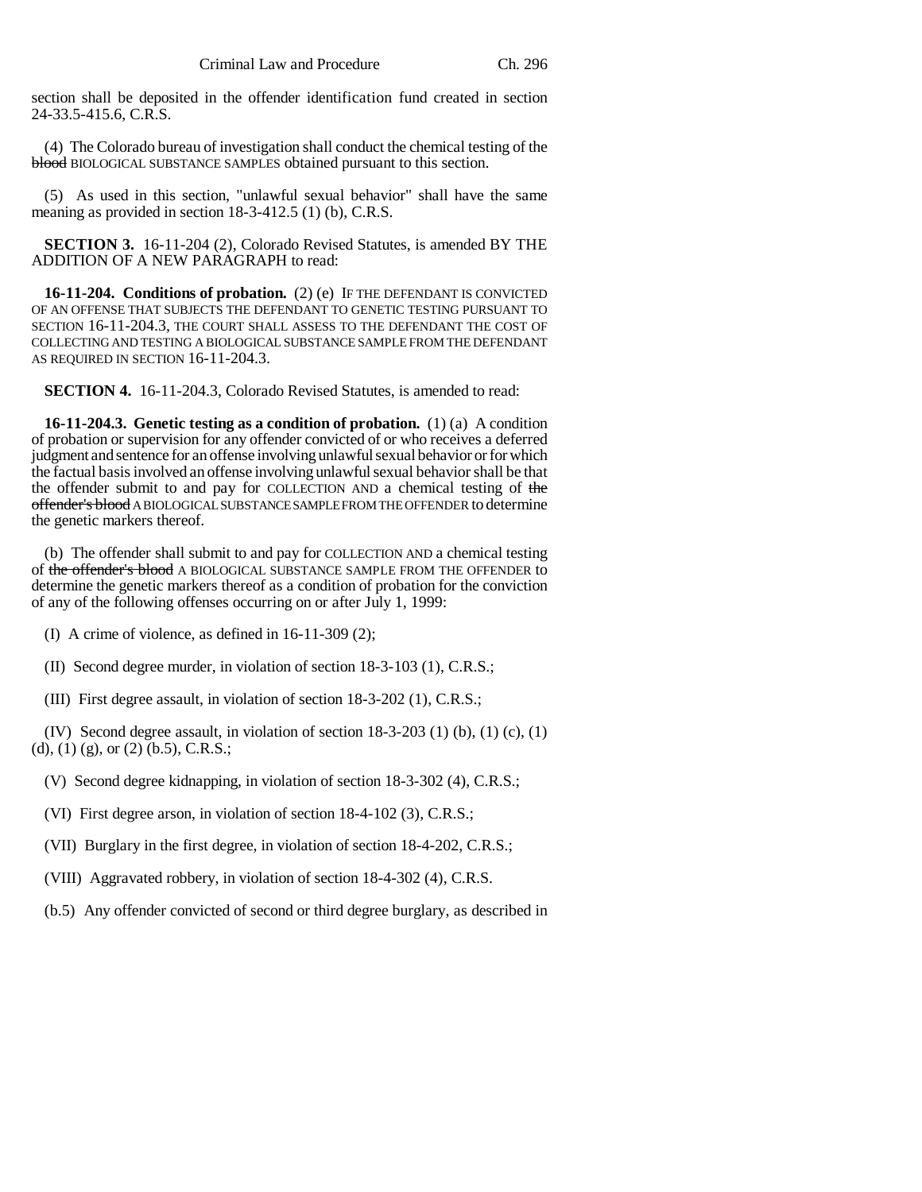section shall be deposited in the offender identification fund created in section 24-33.5-415.6, C.R.S.

(4) The Colorado bureau of investigation shall conduct the chemical testing of the ~~blood~~ BIOLOGICAL SUBSTANCE SAMPLES obtained pursuant to this section.

(5) As used in this section, "unlawful sexual behavior" shall have the same meaning as provided in section 18-3-412.5 (1) (b), C.R.S.

**SECTION 3.** 16-11-204 (2), Colorado Revised Statutes, is amended BY THE ADDITION OF A NEW PARAGRAPH to read:

**16-11-204. Conditions of probation.** (2) (e) IF THE DEFENDANT IS CONVICTED OF AN OFFENSE THAT SUBJECTS THE DEFENDANT TO GENETIC TESTING PURSUANT TO SECTION 16-11-204.3, THE COURT SHALL ASSESS TO THE DEFENDANT THE COST OF COLLECTING AND TESTING A BIOLOGICAL SUBSTANCE SAMPLE FROM THE DEFENDANT AS REQUIRED IN SECTION 16-11-204.3.

**SECTION 4.** 16-11-204.3, Colorado Revised Statutes, is amended to read:

**16-11-204.3. Genetic testing as a condition of probation.** (1) (a) A condition of probation or supervision for any offender convicted of or who receives a deferred judgment and sentence for an offense involving unlawful sexual behavior or for which the factual basis involved an offense involving unlawful sexual behavior shall be that the offender submit to and pay for COLLECTION AND a chemical testing of ~~the offender's blood~~ A BIOLOGICAL SUBSTANCE SAMPLE FROM THE OFFENDER to determine the genetic markers thereof.

(b) The offender shall submit to and pay for COLLECTION AND a chemical testing of ~~the offender's blood~~ A BIOLOGICAL SUBSTANCE SAMPLE FROM THE OFFENDER to determine the genetic markers thereof as a condition of probation for the conviction of any of the following offenses occurring on or after July 1, 1999:

(I) A crime of violence, as defined in 16-11-309 (2);

(II) Second degree murder, in violation of section 18-3-103 (1), C.R.S.;

(III) First degree assault, in violation of section 18-3-202 (1), C.R.S.;

(IV) Second degree assault, in violation of section 18-3-203 (1) (b), (1) (c), (1) (d), (1) (g), or (2) (b.5), C.R.S.;

(V) Second degree kidnapping, in violation of section 18-3-302 (4), C.R.S.;

(VI) First degree arson, in violation of section 18-4-102 (3), C.R.S.;

(VII) Burglary in the first degree, in violation of section 18-4-202, C.R.S.;

(VIII) Aggravated robbery, in violation of section 18-4-302 (4), C.R.S.

(b.5) Any offender convicted of second or third degree burglary, as described in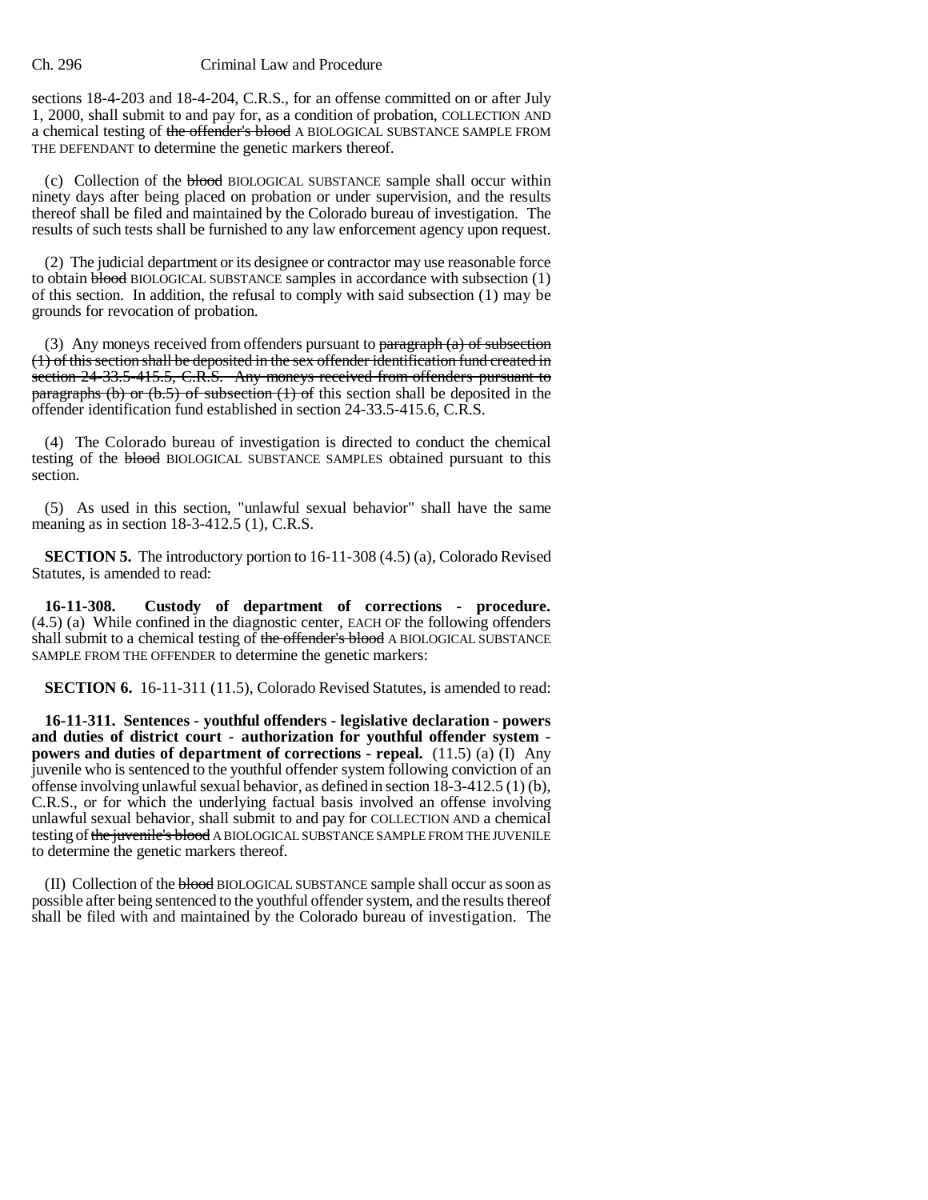sections 18-4-203 and 18-4-204, C.R.S., for an offense committed on or after July 1, 2000, shall submit to and pay for, as a condition of probation, COLLECTION AND a chemical testing of ~~the offender's blood~~ A BIOLOGICAL SUBSTANCE SAMPLE FROM THE DEFENDANT to determine the genetic markers thereof.

(c) Collection of the ~~blood~~ BIOLOGICAL SUBSTANCE sample shall occur within ninety days after being placed on probation or under supervision, and the results thereof shall be filed and maintained by the Colorado bureau of investigation. The results of such tests shall be furnished to any law enforcement agency upon request.

(2) The judicial department or its designee or contractor may use reasonable force to obtain ~~blood~~ BIOLOGICAL SUBSTANCE samples in accordance with subsection (1) of this section. In addition, the refusal to comply with said subsection (1) may be grounds for revocation of probation.

(3) Any moneys received from offenders pursuant to ~~paragraph (a) of subsection (1) of this section shall be deposited in the sex offender identification fund created in section 24-33.5-415.5, C.R.S. Any moneys received from offenders pursuant to paragraphs (b) or (b.5) of subsection (1) of~~ this section shall be deposited in the offender identification fund established in section 24-33.5-415.6, C.R.S.

(4) The Colorado bureau of investigation is directed to conduct the chemical testing of the ~~blood~~ BIOLOGICAL SUBSTANCE SAMPLES obtained pursuant to this section.

(5) As used in this section, "unlawful sexual behavior" shall have the same meaning as in section 18-3-412.5 (1), C.R.S.

**SECTION 5.** The introductory portion to 16-11-308 (4.5) (a), Colorado Revised Statutes, is amended to read:

**16-11-308. Custody of department of corrections - procedure.** (4.5) (a) While confined in the diagnostic center, EACH OF the following offenders shall submit to a chemical testing of ~~the offender's blood~~ A BIOLOGICAL SUBSTANCE SAMPLE FROM THE OFFENDER to determine the genetic markers:

**SECTION 6.** 16-11-311 (11.5), Colorado Revised Statutes, is amended to read:

**16-11-311. Sentences - youthful offenders - legislative declaration - powers and duties of district court - authorization for youthful offender system - powers and duties of department of corrections - repeal.** (11.5) (a) (I) Any juvenile who is sentenced to the youthful offender system following conviction of an offense involving unlawful sexual behavior, as defined in section 18-3-412.5 (1) (b), C.R.S., or for which the underlying factual basis involved an offense involving unlawful sexual behavior, shall submit to and pay for COLLECTION AND a chemical testing of ~~the juvenile's blood~~ A BIOLOGICAL SUBSTANCE SAMPLE FROM THE JUVENILE to determine the genetic markers thereof.

(II) Collection of the ~~blood~~ BIOLOGICAL SUBSTANCE sample shall occur as soon as possible after being sentenced to the youthful offender system, and the results thereof shall be filed with and maintained by the Colorado bureau of investigation. The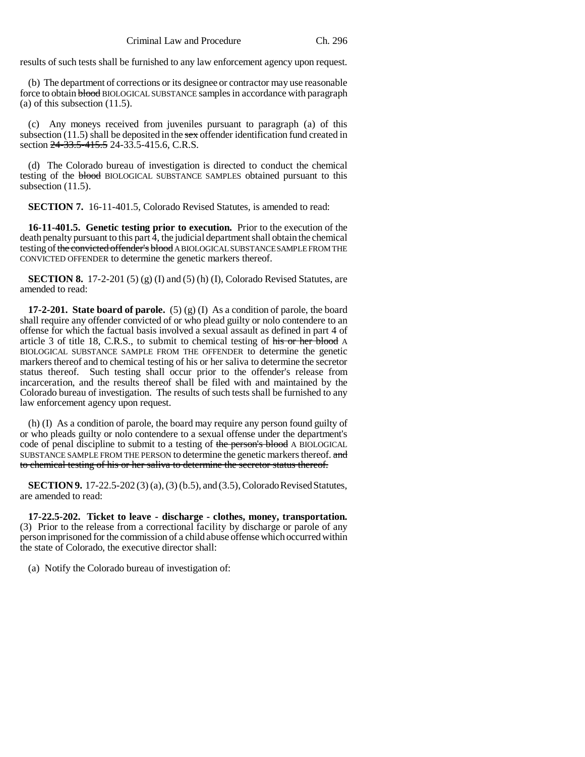results of such tests shall be furnished to any law enforcement agency upon request.

(b) The department of corrections or its designee or contractor may use reasonable force to obtain ~~blood~~ BIOLOGICAL SUBSTANCE samples in accordance with paragraph (a) of this subsection (11.5).

(c) Any moneys received from juveniles pursuant to paragraph (a) of this subsection (11.5) shall be deposited in the ~~sex~~ offender identification fund created in section ~~24-33.5-415.5~~ 24-33.5-415.6, C.R.S.

(d) The Colorado bureau of investigation is directed to conduct the chemical testing of the ~~blood~~ BIOLOGICAL SUBSTANCE SAMPLES obtained pursuant to this subsection (11.5).

**SECTION 7.** 16-11-401.5, Colorado Revised Statutes, is amended to read:

**16-11-401.5. Genetic testing prior to execution.** Prior to the execution of the death penalty pursuant to this part 4, the judicial department shall obtain the chemical testing of ~~the convicted offender's blood~~ A BIOLOGICAL SUBSTANCE SAMPLE FROM THE CONVICTED OFFENDER to determine the genetic markers thereof.

**SECTION 8.** 17-2-201 (5) (g) (I) and (5) (h) (I), Colorado Revised Statutes, are amended to read:

**17-2-201. State board of parole.** (5) (g) (I) As a condition of parole, the board shall require any offender convicted of or who plead guilty or nolo contendere to an offense for which the factual basis involved a sexual assault as defined in part 4 of article 3 of title 18, C.R.S., to submit to chemical testing of ~~his or her blood~~ A BIOLOGICAL SUBSTANCE SAMPLE FROM THE OFFENDER to determine the genetic markers thereof and to chemical testing of his or her saliva to determine the secretor status thereof. Such testing shall occur prior to the offender's release from incarceration, and the results thereof shall be filed with and maintained by the Colorado bureau of investigation. The results of such tests shall be furnished to any law enforcement agency upon request.

(h) (I) As a condition of parole, the board may require any person found guilty of or who pleads guilty or nolo contendere to a sexual offense under the department's code of penal discipline to submit to a testing of ~~the person's blood~~ A BIOLOGICAL SUBSTANCE SAMPLE FROM THE PERSON to determine the genetic markers thereof. ~~and to chemical testing of his or her saliva to determine the secretor status thereof.~~

**SECTION 9.** 17-22.5-202 (3) (a), (3) (b.5), and (3.5), Colorado Revised Statutes, are amended to read:

**17-22.5-202. Ticket to leave - discharge - clothes, money, transportation.** (3) Prior to the release from a correctional facility by discharge or parole of any person imprisoned for the commission of a child abuse offense which occurred within the state of Colorado, the executive director shall:

(a) Notify the Colorado bureau of investigation of: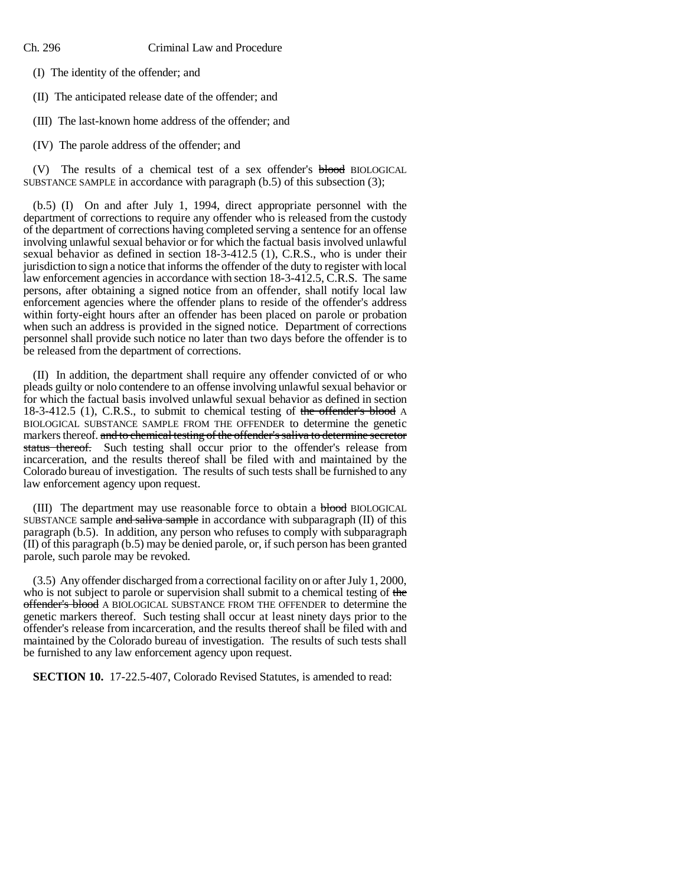(I) The identity of the offender; and

(II) The anticipated release date of the offender; and

(III) The last-known home address of the offender; and

(IV) The parole address of the offender; and

(V) The results of a chemical test of a sex offender's ~~blood~~ BIOLOGICAL SUBSTANCE SAMPLE in accordance with paragraph (b.5) of this subsection (3);

(b.5) (I) On and after July 1, 1994, direct appropriate personnel with the department of corrections to require any offender who is released from the custody of the department of corrections having completed serving a sentence for an offense involving unlawful sexual behavior or for which the factual basis involved unlawful sexual behavior as defined in section 18-3-412.5 (1), C.R.S., who is under their jurisdiction to sign a notice that informs the offender of the duty to register with local law enforcement agencies in accordance with section 18-3-412.5, C.R.S. The same persons, after obtaining a signed notice from an offender, shall notify local law enforcement agencies where the offender plans to reside of the offender's address within forty-eight hours after an offender has been placed on parole or probation when such an address is provided in the signed notice. Department of corrections personnel shall provide such notice no later than two days before the offender is to be released from the department of corrections.

(II) In addition, the department shall require any offender convicted of or who pleads guilty or nolo contendere to an offense involving unlawful sexual behavior or for which the factual basis involved unlawful sexual behavior as defined in section 18-3-412.5 (1), C.R.S., to submit to chemical testing of ~~the offender's blood~~ A BIOLOGICAL SUBSTANCE SAMPLE FROM THE OFFENDER to determine the genetic markers thereof. ~~and to chemical testing of the offender's saliva to determine secretor status thereof.~~ Such testing shall occur prior to the offender's release from incarceration, and the results thereof shall be filed with and maintained by the Colorado bureau of investigation. The results of such tests shall be furnished to any law enforcement agency upon request.

(III) The department may use reasonable force to obtain a ~~blood~~ BIOLOGICAL SUBSTANCE sample ~~and saliva sample~~ in accordance with subparagraph (II) of this paragraph (b.5). In addition, any person who refuses to comply with subparagraph (II) of this paragraph (b.5) may be denied parole, or, if such person has been granted parole, such parole may be revoked.

(3.5) Any offender discharged from a correctional facility on or after July 1, 2000, who is not subject to parole or supervision shall submit to a chemical testing of ~~the offender's blood~~ A BIOLOGICAL SUBSTANCE FROM THE OFFENDER to determine the genetic markers thereof. Such testing shall occur at least ninety days prior to the offender's release from incarceration, and the results thereof shall be filed with and maintained by the Colorado bureau of investigation. The results of such tests shall be furnished to any law enforcement agency upon request.

**SECTION 10.** 17-22.5-407, Colorado Revised Statutes, is amended to read: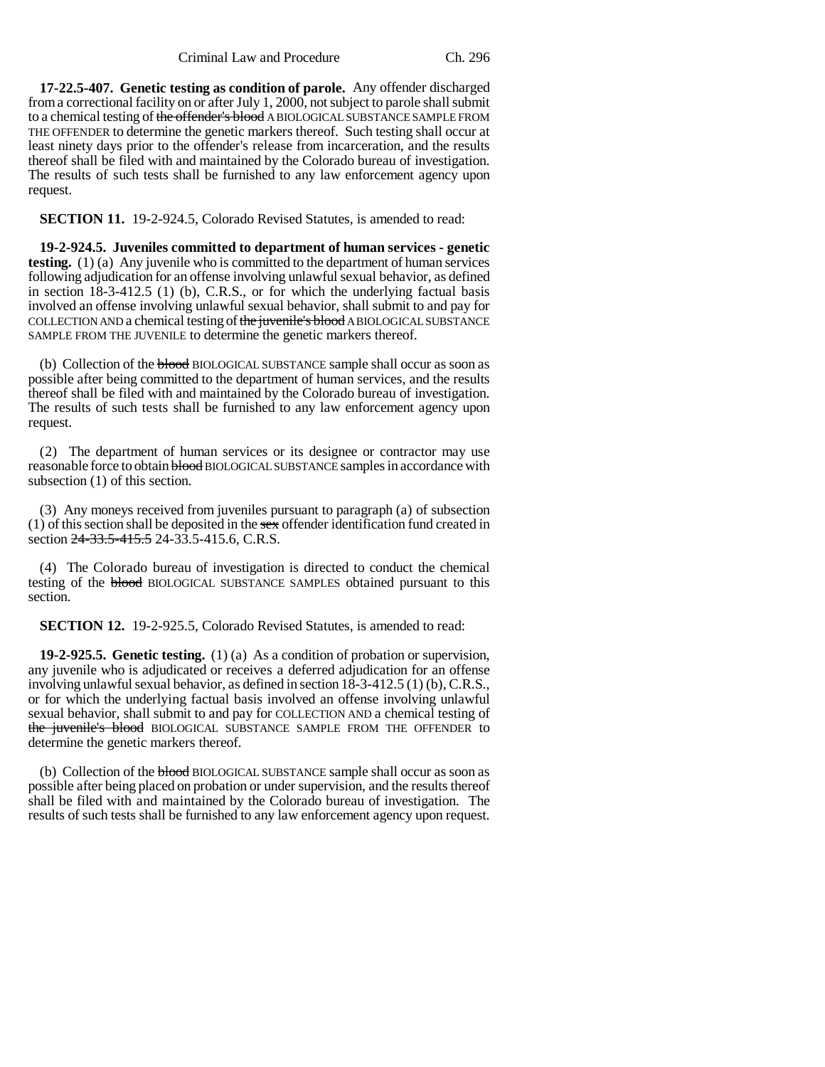**17-22.5-407. Genetic testing as condition of parole.** Any offender discharged from a correctional facility on or after July 1, 2000, not subject to parole shall submit to a chemical testing of ~~the offender's blood~~ A BIOLOGICAL SUBSTANCE SAMPLE FROM THE OFFENDER to determine the genetic markers thereof. Such testing shall occur at least ninety days prior to the offender's release from incarceration, and the results thereof shall be filed with and maintained by the Colorado bureau of investigation. The results of such tests shall be furnished to any law enforcement agency upon request.

**SECTION 11.** 19-2-924.5, Colorado Revised Statutes, is amended to read:

**19-2-924.5. Juveniles committed to department of human services - genetic testing.** (1) (a) Any juvenile who is committed to the department of human services following adjudication for an offense involving unlawful sexual behavior, as defined in section 18-3-412.5 (1) (b), C.R.S., or for which the underlying factual basis involved an offense involving unlawful sexual behavior, shall submit to and pay for COLLECTION AND a chemical testing of ~~the juvenile's blood~~ A BIOLOGICAL SUBSTANCE SAMPLE FROM THE JUVENILE to determine the genetic markers thereof.

(b) Collection of the ~~blood~~ BIOLOGICAL SUBSTANCE sample shall occur as soon as possible after being committed to the department of human services, and the results thereof shall be filed with and maintained by the Colorado bureau of investigation. The results of such tests shall be furnished to any law enforcement agency upon request.

(2) The department of human services or its designee or contractor may use reasonable force to obtain ~~blood~~ BIOLOGICAL SUBSTANCE samples in accordance with subsection (1) of this section.

(3) Any moneys received from juveniles pursuant to paragraph (a) of subsection (1) of this section shall be deposited in the ~~sex~~ offender identification fund created in section ~~24-33.5-415.5~~ 24-33.5-415.6, C.R.S.

(4) The Colorado bureau of investigation is directed to conduct the chemical testing of the ~~blood~~ BIOLOGICAL SUBSTANCE SAMPLES obtained pursuant to this section.

**SECTION 12.** 19-2-925.5, Colorado Revised Statutes, is amended to read:

**19-2-925.5. Genetic testing.** (1) (a) As a condition of probation or supervision, any juvenile who is adjudicated or receives a deferred adjudication for an offense involving unlawful sexual behavior, as defined in section 18-3-412.5 (1) (b), C.R.S., or for which the underlying factual basis involved an offense involving unlawful sexual behavior, shall submit to and pay for COLLECTION AND a chemical testing of ~~the juvenile's blood~~ BIOLOGICAL SUBSTANCE SAMPLE FROM THE OFFENDER to determine the genetic markers thereof.

(b) Collection of the ~~blood~~ BIOLOGICAL SUBSTANCE sample shall occur as soon as possible after being placed on probation or under supervision, and the results thereof shall be filed with and maintained by the Colorado bureau of investigation. The results of such tests shall be furnished to any law enforcement agency upon request.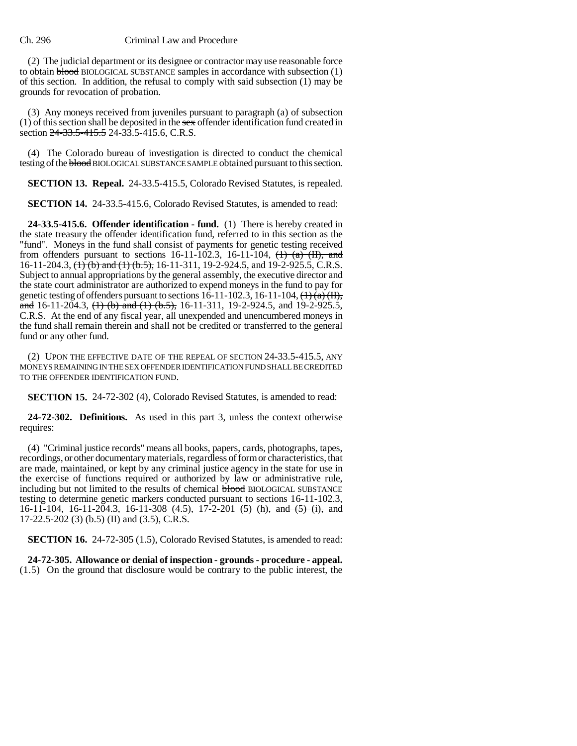(2) The judicial department or its designee or contractor may use reasonable force to obtain ~~blood~~ BIOLOGICAL SUBSTANCE samples in accordance with subsection (1) of this section. In addition, the refusal to comply with said subsection (1) may be grounds for revocation of probation.

(3) Any moneys received from juveniles pursuant to paragraph (a) of subsection (1) of this section shall be deposited in the ~~sex~~ offender identification fund created in section ~~24-33.5-415.5~~ 24-33.5-415.6, C.R.S.

(4) The Colorado bureau of investigation is directed to conduct the chemical testing of the ~~blood~~ BIOLOGICAL SUBSTANCE SAMPLE obtained pursuant to this section.

**SECTION 13. Repeal.** 24-33.5-415.5, Colorado Revised Statutes, is repealed.

**SECTION 14.** 24-33.5-415.6, Colorado Revised Statutes, is amended to read:

**24-33.5-415.6. Offender identification - fund.** (1) There is hereby created in the state treasury the offender identification fund, referred to in this section as the "fund". Moneys in the fund shall consist of payments for genetic testing received from offenders pursuant to sections 16-11-102.3, 16-11-104, ~~(1) (a) (II), and~~ 16-11-204.3, ~~(1) (b) and (1) (b.5),~~ 16-11-311, 19-2-924.5, and 19-2-925.5, C.R.S. Subject to annual appropriations by the general assembly, the executive director and the state court administrator are authorized to expend moneys in the fund to pay for genetic testing of offenders pursuant to sections 16-11-102.3, 16-11-104, ~~(1) (a) (II), and~~ 16-11-204.3, ~~(1) (b) and (1) (b.5),~~ 16-11-311, 19-2-924.5, and 19-2-925.5, C.R.S. At the end of any fiscal year, all unexpended and unencumbered moneys in the fund shall remain therein and shall not be credited or transferred to the general fund or any other fund.

(2) UPON THE EFFECTIVE DATE OF THE REPEAL OF SECTION 24-33.5-415.5, ANY MONEYS REMAINING IN THE SEX OFFENDER IDENTIFICATION FUND SHALL BE CREDITED TO THE OFFENDER IDENTIFICATION FUND.

**SECTION 15.** 24-72-302 (4), Colorado Revised Statutes, is amended to read:

**24-72-302. Definitions.** As used in this part 3, unless the context otherwise requires:

(4) "Criminal justice records" means all books, papers, cards, photographs, tapes, recordings, or other documentary materials, regardless of form or characteristics, that are made, maintained, or kept by any criminal justice agency in the state for use in the exercise of functions required or authorized by law or administrative rule, including but not limited to the results of chemical ~~blood~~ BIOLOGICAL SUBSTANCE testing to determine genetic markers conducted pursuant to sections 16-11-102.3, 16-11-104, 16-11-204.3, 16-11-308 (4.5), 17-2-201 (5) (h), ~~and (5) (i),~~ and 17-22.5-202 (3) (b.5) (II) and (3.5), C.R.S.

**SECTION 16.** 24-72-305 (1.5), Colorado Revised Statutes, is amended to read:

**24-72-305. Allowance or denial of inspection - grounds - procedure - appeal.** (1.5) On the ground that disclosure would be contrary to the public interest, the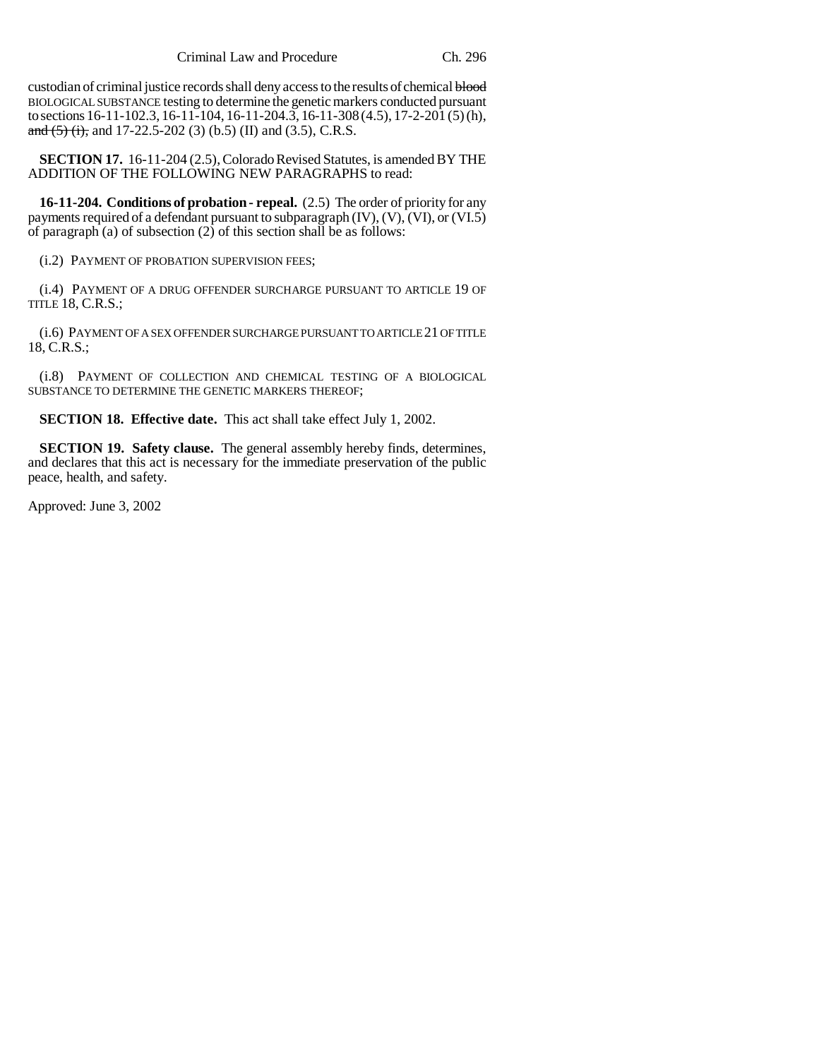custodian of criminal justice records shall deny access to the results of chemical ~~blood~~ BIOLOGICAL SUBSTANCE testing to determine the genetic markers conducted pursuant to sections 16-11-102.3, 16-11-104, 16-11-204.3, 16-11-308 (4.5), 17-2-201 (5) (h), ~~and (5) (i),~~ and 17-22.5-202 (3) (b.5) (II) and (3.5), C.R.S.

**SECTION 17.** 16-11-204 (2.5), Colorado Revised Statutes, is amended BY THE ADDITION OF THE FOLLOWING NEW PARAGRAPHS to read:

**16-11-204. Conditions of probation - repeal.** (2.5) The order of priority for any payments required of a defendant pursuant to subparagraph (IV), (V), (VI), or (VI.5) of paragraph (a) of subsection (2) of this section shall be as follows:

(i.2) PAYMENT OF PROBATION SUPERVISION FEES;

(i.4) PAYMENT OF A DRUG OFFENDER SURCHARGE PURSUANT TO ARTICLE 19 OF TITLE 18, C.R.S.;

(i.6) PAYMENT OF A SEX OFFENDER SURCHARGE PURSUANT TO ARTICLE 21 OF TITLE 18, C.R.S.;

(i.8) PAYMENT OF COLLECTION AND CHEMICAL TESTING OF A BIOLOGICAL SUBSTANCE TO DETERMINE THE GENETIC MARKERS THEREOF;

**SECTION 18. Effective date.** This act shall take effect July 1, 2002.

**SECTION 19. Safety clause.** The general assembly hereby finds, determines, and declares that this act is necessary for the immediate preservation of the public peace, health, and safety.

Approved: June 3, 2002